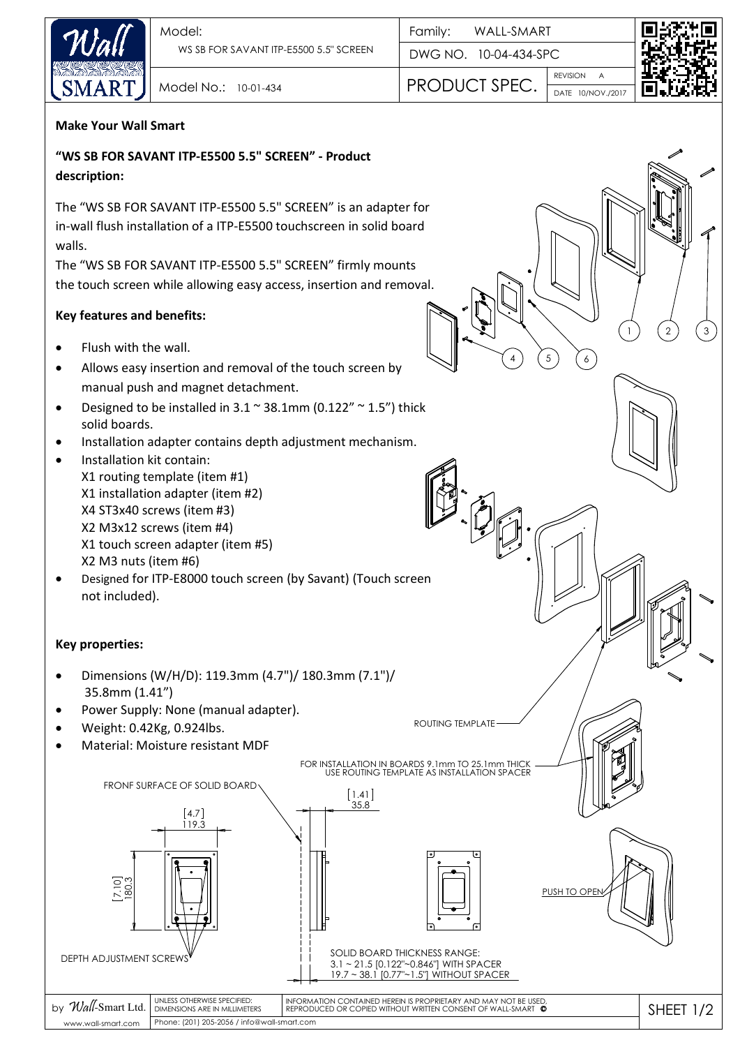| Model: WS SB FOR SAVANT ITP-E5500 5.5" SCREEN | Family: WALL-SMART |
| --- | --- |
| Model No.: 10-01-434 | DWG NO. 10-04-434-SPC |
| | PRODUCT SPEC. REVISION A DATE 10/NOV./2017 |

**Make Your Wall Smart**

**"WS SB FOR SAVANT ITP-E5500 5.5" SCREEN" - Product description:**

The "WS SB FOR SAVANT ITP-E5500 5.5" SCREEN" is an adapter for in-wall flush installation of a ITP-E5500 touchscreen in solid board walls.
The "WS SB FOR SAVANT ITP-E5500 5.5" SCREEN" firmly mounts the touch screen while allowing easy access, insertion and removal.

**Key features and benefits:**

- Flush with the wall.
- Allows easy insertion and removal of the touch screen by manual push and magnet detachment.
- Designed to be installed in 3.1 ~ 38.1mm (0.122" ~ 1.5") thick solid boards.
- Installation adapter contains depth adjustment mechanism.
- Installation kit contain:
  X1 routing template (item #1)
  X1 installation adapter (item #2)
  X4 ST3x40 screws (item #3)
  X2 M3x12 screws (item #4)
  X1 touch screen adapter (item #5)
  X2 M3 nuts (item #6)
- Designed for ITP-E8000 touch screen (by Savant) (Touch screen not included).

**Key properties:**

- Dimensions (W/H/D): 119.3mm (4.7")/ 180.3mm (7.1")/ 35.8mm (1.41")
- Power Supply: None (manual adapter).
- Weight: 0.42Kg, 0.924lbs.
- Material: Moisture resistant MDF

ROUTING TEMPLATE

FOR INSTALLATION IN BOARDS 9.1mm TO 25.1mm THICK USE ROUTING TEMPLATE AS INSTALLATION SPACER

FRONF SURFACE OF SOLID BOARD

[4.7] 119.3

[7.10] 180.3

[1.41] 35.8

PUSH TO OPEN

DEPTH ADJUSTMENT SCREWS

SOLID BOARD THICKNESS RANGE:
3.1 ~ 21.5 [0.122"~0.846"] WITH SPACER
19.7 ~ 38.1 [0.77"~1.5"] WITHOUT SPACER

by Wall-Smart Ltd. | UNLESS OTHERWISE SPECIFIED: DIMENSIONS ARE IN MILLIMETERS | INFORMATION CONTAINED HEREIN IS PROPRIETARY AND MAY NOT BE USED, REPRODUCED OR COPIED WITHOUT WRITTEN CONSENT OF WALL-SMART ©

www.wall-smart.com | Phone: (201) 205-2056 / info@wall-smart.com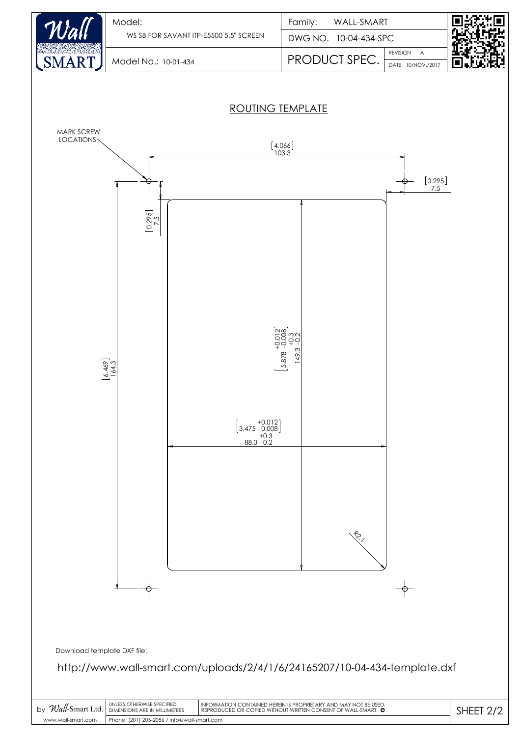| | | | |
|---|---|---|---|
| Wall SMART | Model: WS SB FOR SAVANT ITP-E5500 5.5" SCREEN | Family: WALL-SMART | |
| | | DWG NO. 10-04-434-SPC | |
| | Model No.: 10-01-434 | PRODUCT SPEC. | REVISION A / DATE 10/NOV./2017 |

## ROUTING TEMPLATE

MARK SCREW LOCATIONS

[4.066]
103.3

[0.295]
7.5

[0.295]
7.5

[6.469]
164.3

$\left[5.878\ ^{+0.012}_{-0.008}\right]$
$149.3\ ^{+0.3}_{-0.2}$

$\left[3.475\ ^{+0.012}_{-0.008}\right]$
$88.3\ ^{+0.3}_{-0.2}$

R2.1

Download template DXF file:

http://www.wall-smart.com/uploads/2/4/1/6/24165207/10-04-434-template.dxf

| | | | |
|---|---|---|---|
| by Wall-Smart Ltd. | UNLESS OTHERWISE SPECIFIED: DIMENSIONS ARE IN MILLIMETERS | INFORMATION CONTAINED HEREIN IS PROPRIETARY AND MAY NOT BE USED, REPRODUCED OR COPIED WITHOUT WRITTEN CONSENT OF WALL-SMART © | SHEET 2/2 |
| www.wall-smart.com | Phone: (201) 205-2056 / info@wall-smart.com | | |